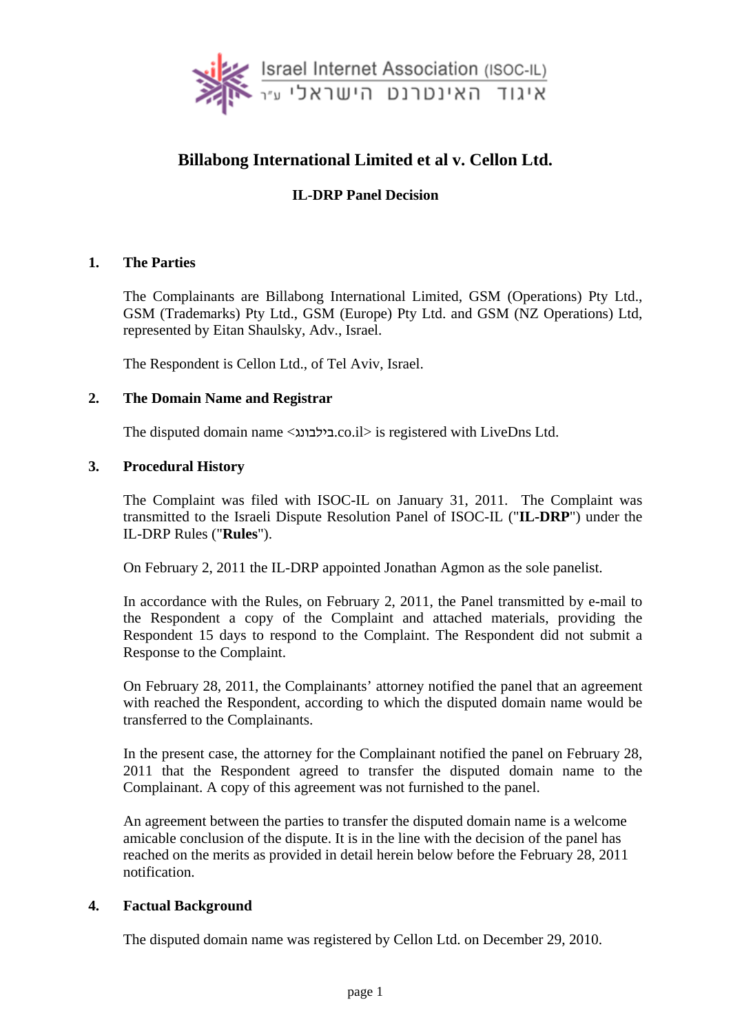Israel Internet Association (ISOC-IL)
איגוד האינטרנט הישראלי ע"ר

# Billabong International Limited et al v. Cellon Ltd.

## IL-DRP Panel Decision

### 1. The Parties

The Complainants are Billabong International Limited, GSM (Operations) Pty Ltd., GSM (Trademarks) Pty Ltd., GSM (Europe) Pty Ltd. and GSM (NZ Operations) Ltd, represented by Eitan Shaulsky, Adv., Israel.

The Respondent is Cellon Ltd., of Tel Aviv, Israel.

### 2. The Domain Name and Registrar

The disputed domain name <בילבונג.co.il> is registered with LiveDns Ltd.

### 3. Procedural History

The Complaint was filed with ISOC-IL on January 31, 2011. The Complaint was transmitted to the Israeli Dispute Resolution Panel of ISOC-IL ("**IL-DRP**") under the IL-DRP Rules ("**Rules**").

On February 2, 2011 the IL-DRP appointed Jonathan Agmon as the sole panelist.

In accordance with the Rules, on February 2, 2011, the Panel transmitted by e-mail to the Respondent a copy of the Complaint and attached materials, providing the Respondent 15 days to respond to the Complaint. The Respondent did not submit a Response to the Complaint.

On February 28, 2011, the Complainants' attorney notified the panel that an agreement with reached the Respondent, according to which the disputed domain name would be transferred to the Complainants.

In the present case, the attorney for the Complainant notified the panel on February 28, 2011 that the Respondent agreed to transfer the disputed domain name to the Complainant. A copy of this agreement was not furnished to the panel.

An agreement between the parties to transfer the disputed domain name is a welcome amicable conclusion of the dispute. It is in the line with the decision of the panel has reached on the merits as provided in detail herein below before the February 28, 2011 notification.

### 4. Factual Background

The disputed domain name was registered by Cellon Ltd. on December 29, 2010.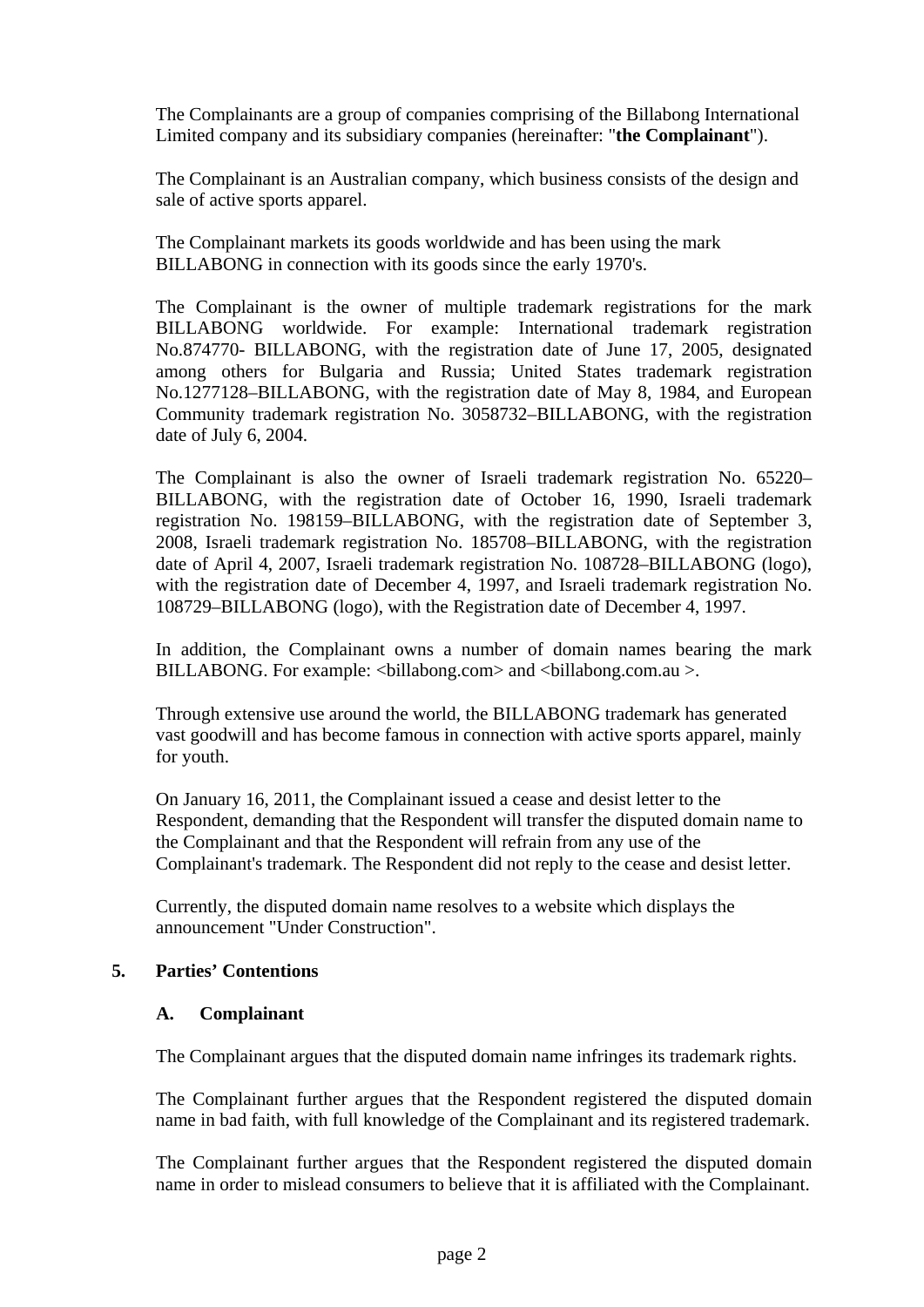The Complainants are a group of companies comprising of the Billabong International Limited company and its subsidiary companies (hereinafter: "**the Complainant**").

The Complainant is an Australian company, which business consists of the design and sale of active sports apparel.

The Complainant markets its goods worldwide and has been using the mark BILLABONG in connection with its goods since the early 1970's.

The Complainant is the owner of multiple trademark registrations for the mark BILLABONG worldwide. For example: International trademark registration No.874770- BILLABONG, with the registration date of June 17, 2005, designated among others for Bulgaria and Russia; United States trademark registration No.1277128–BILLABONG, with the registration date of May 8, 1984, and European Community trademark registration No. 3058732–BILLABONG, with the registration date of July 6, 2004.

The Complainant is also the owner of Israeli trademark registration No. 65220–BILLABONG, with the registration date of October 16, 1990, Israeli trademark registration No. 198159–BILLABONG, with the registration date of September 3, 2008, Israeli trademark registration No. 185708–BILLABONG, with the registration date of April 4, 2007, Israeli trademark registration No. 108728–BILLABONG (logo), with the registration date of December 4, 1997, and Israeli trademark registration No. 108729–BILLABONG (logo), with the Registration date of December 4, 1997.

In addition, the Complainant owns a number of domain names bearing the mark BILLABONG. For example: <billabong.com> and <billabong.com.au >.

Through extensive use around the world, the BILLABONG trademark has generated vast goodwill and has become famous in connection with active sports apparel, mainly for youth.

On January 16, 2011, the Complainant issued a cease and desist letter to the Respondent, demanding that the Respondent will transfer the disputed domain name to the Complainant and that the Respondent will refrain from any use of the Complainant's trademark. The Respondent did not reply to the cease and desist letter.

Currently, the disputed domain name resolves to a website which displays the announcement "Under Construction".

## 5. Parties' Contentions

### A. Complainant

The Complainant argues that the disputed domain name infringes its trademark rights.

The Complainant further argues that the Respondent registered the disputed domain name in bad faith, with full knowledge of the Complainant and its registered trademark.

The Complainant further argues that the Respondent registered the disputed domain name in order to mislead consumers to believe that it is affiliated with the Complainant.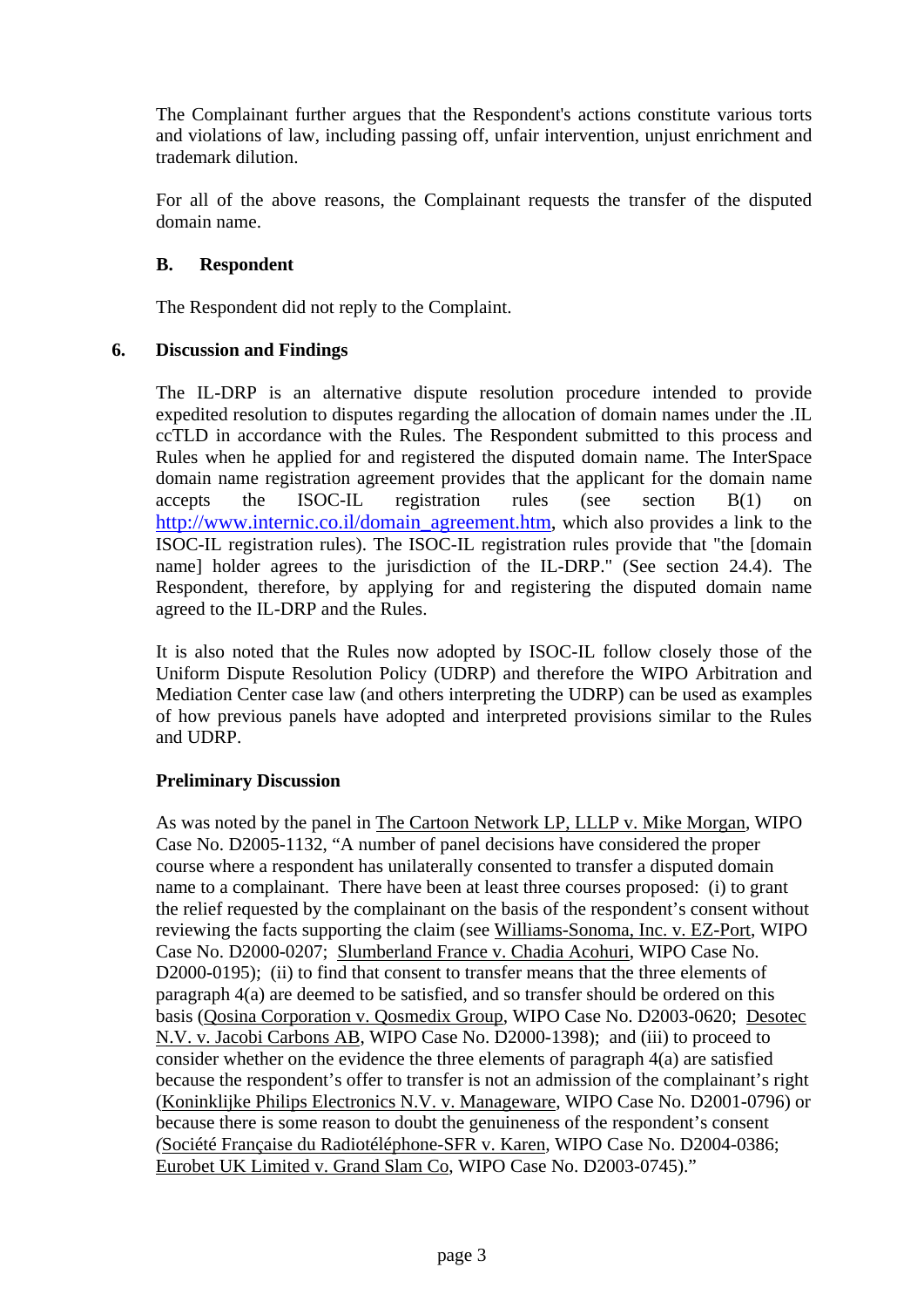The Complainant further argues that the Respondent's actions constitute various torts and violations of law, including passing off, unfair intervention, unjust enrichment and trademark dilution.

For all of the above reasons, the Complainant requests the transfer of the disputed domain name.

### B. Respondent

The Respondent did not reply to the Complaint.

## 6. Discussion and Findings

The IL-DRP is an alternative dispute resolution procedure intended to provide expedited resolution to disputes regarding the allocation of domain names under the .IL ccTLD in accordance with the Rules. The Respondent submitted to this process and Rules when he applied for and registered the disputed domain name. The InterSpace domain name registration agreement provides that the applicant for the domain name accepts the ISOC-IL registration rules (see section B(1) on http://www.internic.co.il/domain_agreement.htm, which also provides a link to the ISOC-IL registration rules). The ISOC-IL registration rules provide that "the [domain name] holder agrees to the jurisdiction of the IL-DRP." (See section 24.4). The Respondent, therefore, by applying for and registering the disputed domain name agreed to the IL-DRP and the Rules.

It is also noted that the Rules now adopted by ISOC-IL follow closely those of the Uniform Dispute Resolution Policy (UDRP) and therefore the WIPO Arbitration and Mediation Center case law (and others interpreting the UDRP) can be used as examples of how previous panels have adopted and interpreted provisions similar to the Rules and UDRP.

**Preliminary Discussion**

As was noted by the panel in The Cartoon Network LP, LLLP v. Mike Morgan, WIPO Case No. D2005-1132, "A number of panel decisions have considered the proper course where a respondent has unilaterally consented to transfer a disputed domain name to a complainant. There have been at least three courses proposed: (i) to grant the relief requested by the complainant on the basis of the respondent's consent without reviewing the facts supporting the claim (see Williams-Sonoma, Inc. v. EZ-Port, WIPO Case No. D2000-0207; Slumberland France v. Chadia Acohuri, WIPO Case No. D2000-0195); (ii) to find that consent to transfer means that the three elements of paragraph 4(a) are deemed to be satisfied, and so transfer should be ordered on this basis (Qosina Corporation v. Qosmedix Group, WIPO Case No. D2003-0620; Desotec N.V. v. Jacobi Carbons AB, WIPO Case No. D2000-1398); and (iii) to proceed to consider whether on the evidence the three elements of paragraph 4(a) are satisfied because the respondent's offer to transfer is not an admission of the complainant's right (Koninklijke Philips Electronics N.V. v. Manageware, WIPO Case No. D2001-0796) or because there is some reason to doubt the genuineness of the respondent's consent (Société Française du Radiotéléphone-SFR v. Karen, WIPO Case No. D2004-0386; Eurobet UK Limited v. Grand Slam Co, WIPO Case No. D2003-0745)."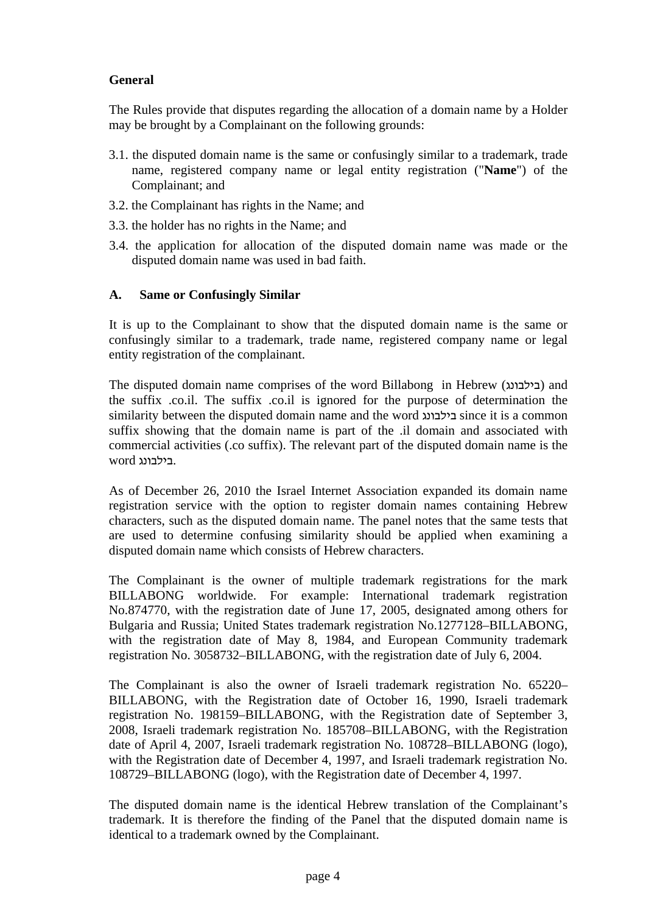### General

The Rules provide that disputes regarding the allocation of a domain name by a Holder may be brought by a Complainant on the following grounds:

3.1. the disputed domain name is the same or confusingly similar to a trademark, trade name, registered company name or legal entity registration ("**Name**") of the Complainant; and

3.2. the Complainant has rights in the Name; and

3.3. the holder has no rights in the Name; and

3.4. the application for allocation of the disputed domain name was made or the disputed domain name was used in bad faith.

### A. Same or Confusingly Similar

It is up to the Complainant to show that the disputed domain name is the same or confusingly similar to a trademark, trade name, registered company name or legal entity registration of the complainant.

The disputed domain name comprises of the word Billabong in Hebrew (בילבונג) and the suffix .co.il. The suffix .co.il is ignored for the purpose of determination the similarity between the disputed domain name and the word בילבונג since it is a common suffix showing that the domain name is part of the .il domain and associated with commercial activities (.co suffix). The relevant part of the disputed domain name is the word בילבונג.

As of December 26, 2010 the Israel Internet Association expanded its domain name registration service with the option to register domain names containing Hebrew characters, such as the disputed domain name. The panel notes that the same tests that are used to determine confusing similarity should be applied when examining a disputed domain name which consists of Hebrew characters.

The Complainant is the owner of multiple trademark registrations for the mark BILLABONG worldwide. For example: International trademark registration No.874770, with the registration date of June 17, 2005, designated among others for Bulgaria and Russia; United States trademark registration No.1277128–BILLABONG, with the registration date of May 8, 1984, and European Community trademark registration No. 3058732–BILLABONG, with the registration date of July 6, 2004.

The Complainant is also the owner of Israeli trademark registration No. 65220–BILLABONG, with the Registration date of October 16, 1990, Israeli trademark registration No. 198159–BILLABONG, with the Registration date of September 3, 2008, Israeli trademark registration No. 185708–BILLABONG, with the Registration date of April 4, 2007, Israeli trademark registration No. 108728–BILLABONG (logo), with the Registration date of December 4, 1997, and Israeli trademark registration No. 108729–BILLABONG (logo), with the Registration date of December 4, 1997.

The disputed domain name is the identical Hebrew translation of the Complainant's trademark. It is therefore the finding of the Panel that the disputed domain name is identical to a trademark owned by the Complainant.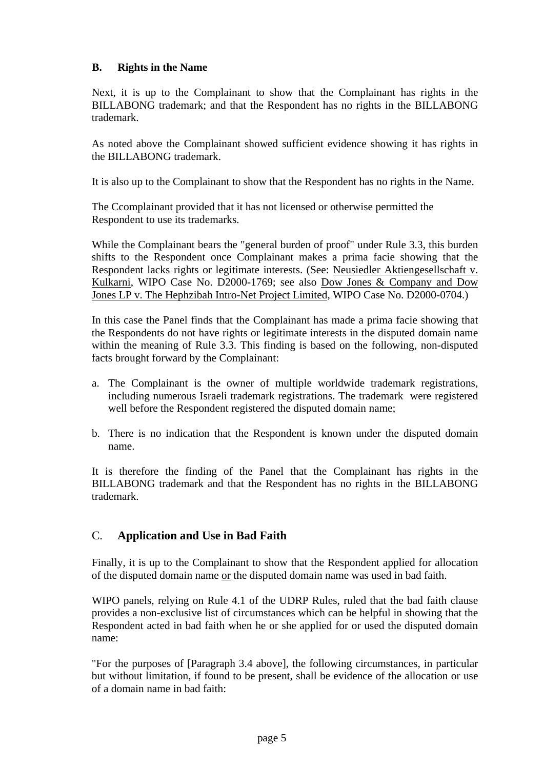### B. Rights in the Name

Next, it is up to the Complainant to show that the Complainant has rights in the BILLABONG trademark; and that the Respondent has no rights in the BILLABONG trademark.

As noted above the Complainant showed sufficient evidence showing it has rights in the BILLABONG trademark.

It is also up to the Complainant to show that the Respondent has no rights in the Name.

The Ccomplainant provided that it has not licensed or otherwise permitted the Respondent to use its trademarks.

While the Complainant bears the "general burden of proof" under Rule 3.3, this burden shifts to the Respondent once Complainant makes a prima facie showing that the Respondent lacks rights or legitimate interests. (See: Neusiedler Aktiengesellschaft v. Kulkarni, WIPO Case No. D2000-1769; see also Dow Jones & Company and Dow Jones LP v. The Hephzibah Intro-Net Project Limited, WIPO Case No. D2000-0704.)

In this case the Panel finds that the Complainant has made a prima facie showing that the Respondents do not have rights or legitimate interests in the disputed domain name within the meaning of Rule 3.3. This finding is based on the following, non-disputed facts brought forward by the Complainant:

a. The Complainant is the owner of multiple worldwide trademark registrations, including numerous Israeli trademark registrations. The trademark were registered well before the Respondent registered the disputed domain name;

b. There is no indication that the Respondent is known under the disputed domain name.

It is therefore the finding of the Panel that the Complainant has rights in the BILLABONG trademark and that the Respondent has no rights in the BILLABONG trademark.

### C. Application and Use in Bad Faith

Finally, it is up to the Complainant to show that the Respondent applied for allocation of the disputed domain name or the disputed domain name was used in bad faith.

WIPO panels, relying on Rule 4.1 of the UDRP Rules, ruled that the bad faith clause provides a non-exclusive list of circumstances which can be helpful in showing that the Respondent acted in bad faith when he or she applied for or used the disputed domain name:

"For the purposes of [Paragraph 3.4 above], the following circumstances, in particular but without limitation, if found to be present, shall be evidence of the allocation or use of a domain name in bad faith: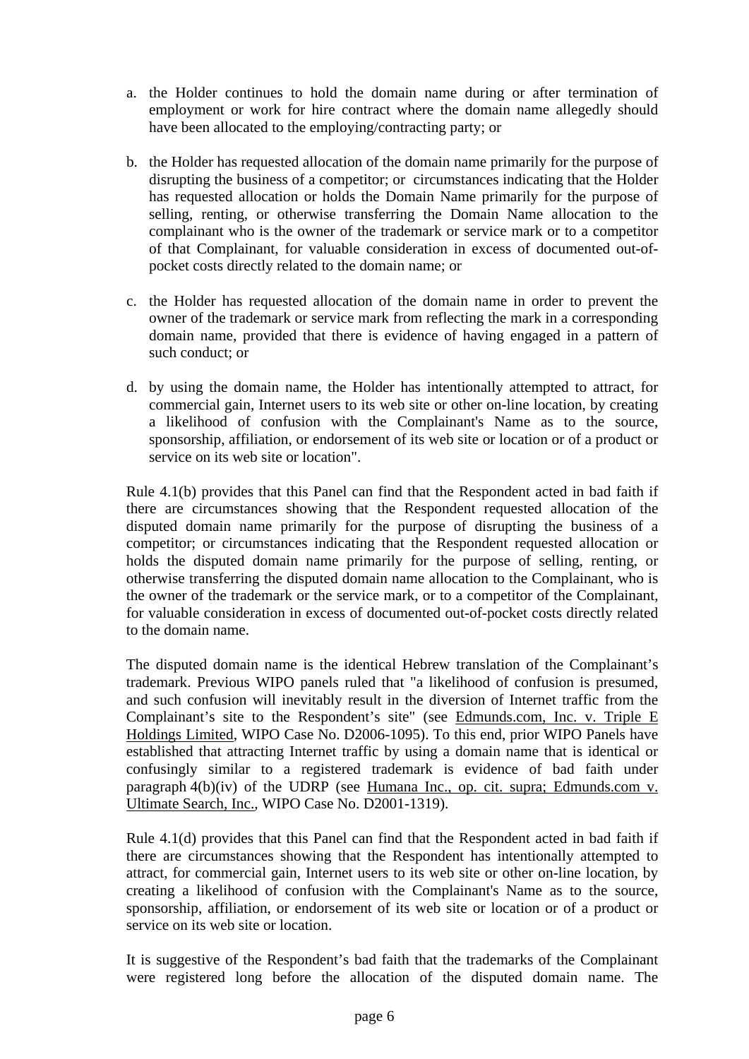a. the Holder continues to hold the domain name during or after termination of employment or work for hire contract where the domain name allegedly should have been allocated to the employing/contracting party; or

b. the Holder has requested allocation of the domain name primarily for the purpose of disrupting the business of a competitor; or circumstances indicating that the Holder has requested allocation or holds the Domain Name primarily for the purpose of selling, renting, or otherwise transferring the Domain Name allocation to the complainant who is the owner of the trademark or service mark or to a competitor of that Complainant, for valuable consideration in excess of documented out-of-pocket costs directly related to the domain name; or

c. the Holder has requested allocation of the domain name in order to prevent the owner of the trademark or service mark from reflecting the mark in a corresponding domain name, provided that there is evidence of having engaged in a pattern of such conduct; or

d. by using the domain name, the Holder has intentionally attempted to attract, for commercial gain, Internet users to its web site or other on-line location, by creating a likelihood of confusion with the Complainant's Name as to the source, sponsorship, affiliation, or endorsement of its web site or location or of a product or service on its web site or location".

Rule 4.1(b) provides that this Panel can find that the Respondent acted in bad faith if there are circumstances showing that the Respondent requested allocation of the disputed domain name primarily for the purpose of disrupting the business of a competitor; or circumstances indicating that the Respondent requested allocation or holds the disputed domain name primarily for the purpose of selling, renting, or otherwise transferring the disputed domain name allocation to the Complainant, who is the owner of the trademark or the service mark, or to a competitor of the Complainant, for valuable consideration in excess of documented out-of-pocket costs directly related to the domain name.

The disputed domain name is the identical Hebrew translation of the Complainant's trademark. Previous WIPO panels ruled that "a likelihood of confusion is presumed, and such confusion will inevitably result in the diversion of Internet traffic from the Complainant's site to the Respondent's site" (see Edmunds.com, Inc. v. Triple E Holdings Limited, WIPO Case No. D2006-1095). To this end, prior WIPO Panels have established that attracting Internet traffic by using a domain name that is identical or confusingly similar to a registered trademark is evidence of bad faith under paragraph 4(b)(iv) of the UDRP (see Humana Inc., op. cit. supra; Edmunds.com v. Ultimate Search, Inc., WIPO Case No. D2001-1319).

Rule 4.1(d) provides that this Panel can find that the Respondent acted in bad faith if there are circumstances showing that the Respondent has intentionally attempted to attract, for commercial gain, Internet users to its web site or other on-line location, by creating a likelihood of confusion with the Complainant's Name as to the source, sponsorship, affiliation, or endorsement of its web site or location or of a product or service on its web site or location.

It is suggestive of the Respondent's bad faith that the trademarks of the Complainant were registered long before the allocation of the disputed domain name. The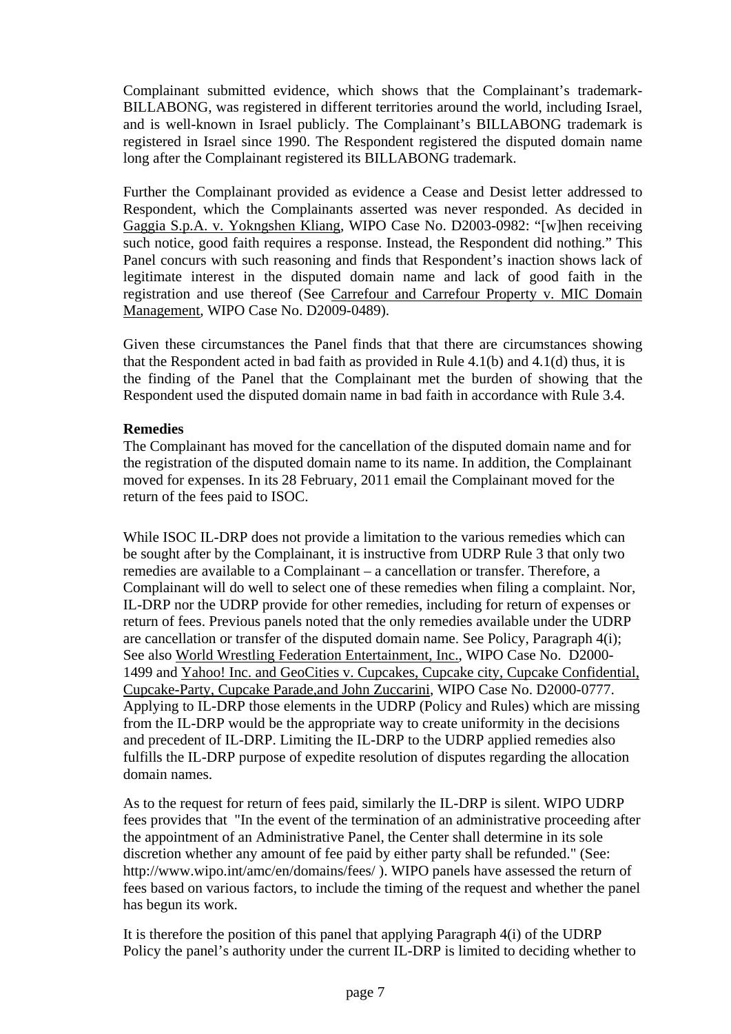Complainant submitted evidence, which shows that the Complainant's trademark- BILLABONG, was registered in different territories around the world, including Israel, and is well-known in Israel publicly. The Complainant's BILLABONG trademark is registered in Israel since 1990. The Respondent registered the disputed domain name long after the Complainant registered its BILLABONG trademark.

Further the Complainant provided as evidence a Cease and Desist letter addressed to Respondent, which the Complainants asserted was never responded. As decided in Gaggia S.p.A. v. Yokngshen Kliang, WIPO Case No. D2003-0982: "[w]hen receiving such notice, good faith requires a response. Instead, the Respondent did nothing." This Panel concurs with such reasoning and finds that Respondent's inaction shows lack of legitimate interest in the disputed domain name and lack of good faith in the registration and use thereof (See Carrefour and Carrefour Property v. MIC Domain Management, WIPO Case No. D2009-0489).

Given these circumstances the Panel finds that that there are circumstances showing that the Respondent acted in bad faith as provided in Rule 4.1(b) and 4.1(d) thus, it is the finding of the Panel that the Complainant met the burden of showing that the Respondent used the disputed domain name in bad faith in accordance with Rule 3.4.

**Remedies**

The Complainant has moved for the cancellation of the disputed domain name and for the registration of the disputed domain name to its name. In addition, the Complainant moved for expenses. In its 28 February, 2011 email the Complainant moved for the return of the fees paid to ISOC.

While ISOC IL-DRP does not provide a limitation to the various remedies which can be sought after by the Complainant, it is instructive from UDRP Rule 3 that only two remedies are available to a Complainant – a cancellation or transfer. Therefore, a Complainant will do well to select one of these remedies when filing a complaint. Nor, IL-DRP nor the UDRP provide for other remedies, including for return of expenses or return of fees. Previous panels noted that the only remedies available under the UDRP are cancellation or transfer of the disputed domain name. See Policy, Paragraph 4(i); See also World Wrestling Federation Entertainment, Inc., WIPO Case No. D2000-1499 and Yahoo! Inc. and GeoCities v. Cupcakes, Cupcake city, Cupcake Confidential, Cupcake-Party, Cupcake Parade,and John Zuccarini, WIPO Case No. D2000-0777. Applying to IL-DRP those elements in the UDRP (Policy and Rules) which are missing from the IL-DRP would be the appropriate way to create uniformity in the decisions and precedent of IL-DRP. Limiting the IL-DRP to the UDRP applied remedies also fulfills the IL-DRP purpose of expedite resolution of disputes regarding the allocation domain names.

As to the request for return of fees paid, similarly the IL-DRP is silent. WIPO UDRP fees provides that "In the event of the termination of an administrative proceeding after the appointment of an Administrative Panel, the Center shall determine in its sole discretion whether any amount of fee paid by either party shall be refunded." (See: http://www.wipo.int/amc/en/domains/fees/ ). WIPO panels have assessed the return of fees based on various factors, to include the timing of the request and whether the panel has begun its work.

It is therefore the position of this panel that applying Paragraph 4(i) of the UDRP Policy the panel's authority under the current IL-DRP is limited to deciding whether to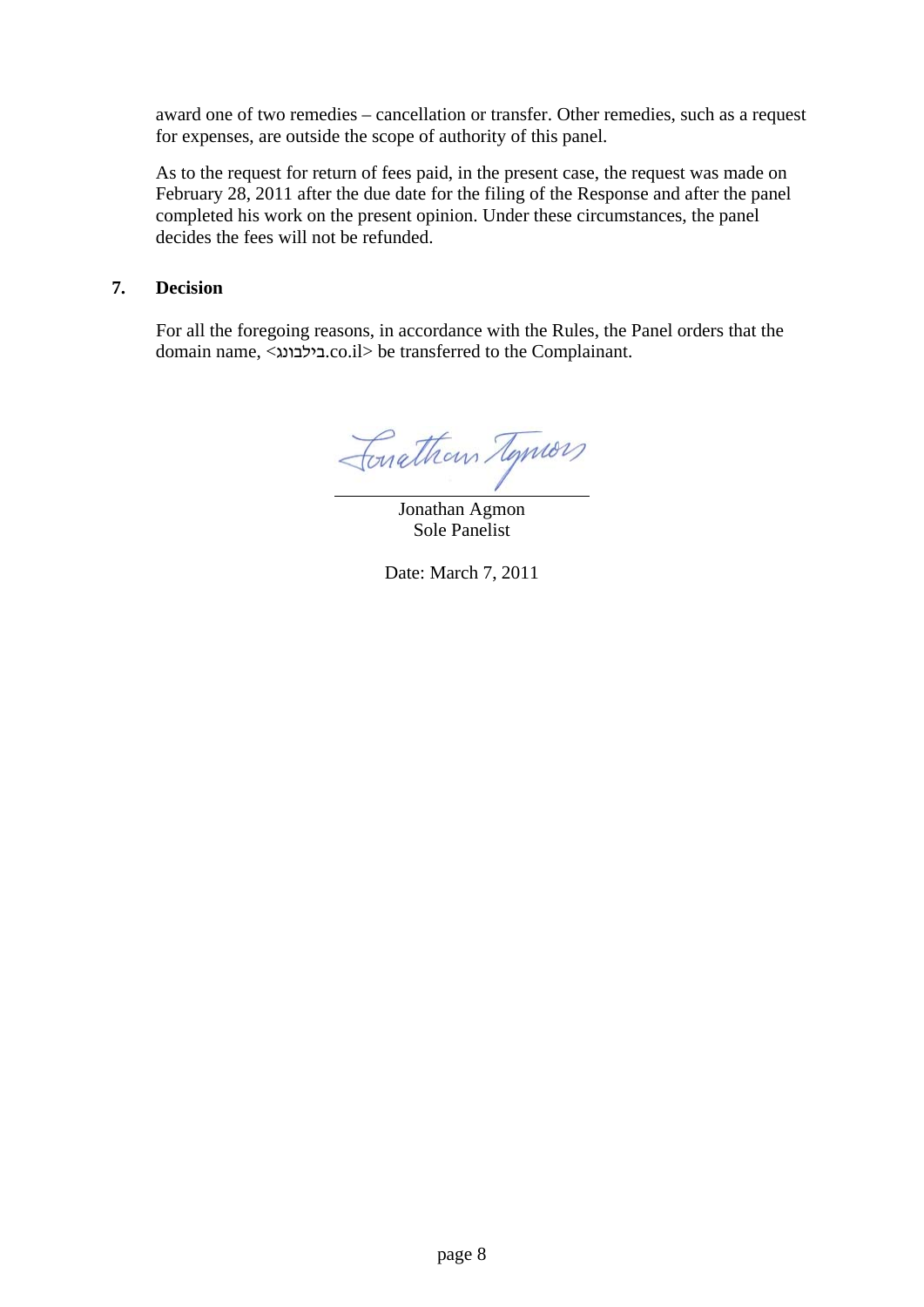award one of two remedies – cancellation or transfer. Other remedies, such as a request for expenses, are outside the scope of authority of this panel.

As to the request for return of fees paid, in the present case, the request was made on February 28, 2011 after the due date for the filing of the Response and after the panel completed his work on the present opinion. Under these circumstances, the panel decides the fees will not be refunded.

## 7. Decision

For all the foregoing reasons, in accordance with the Rules, the Panel orders that the domain name, <בילבונג.co.il> be transferred to the Complainant.

Jonathan Agmon
Sole Panelist

Date: March 7, 2011